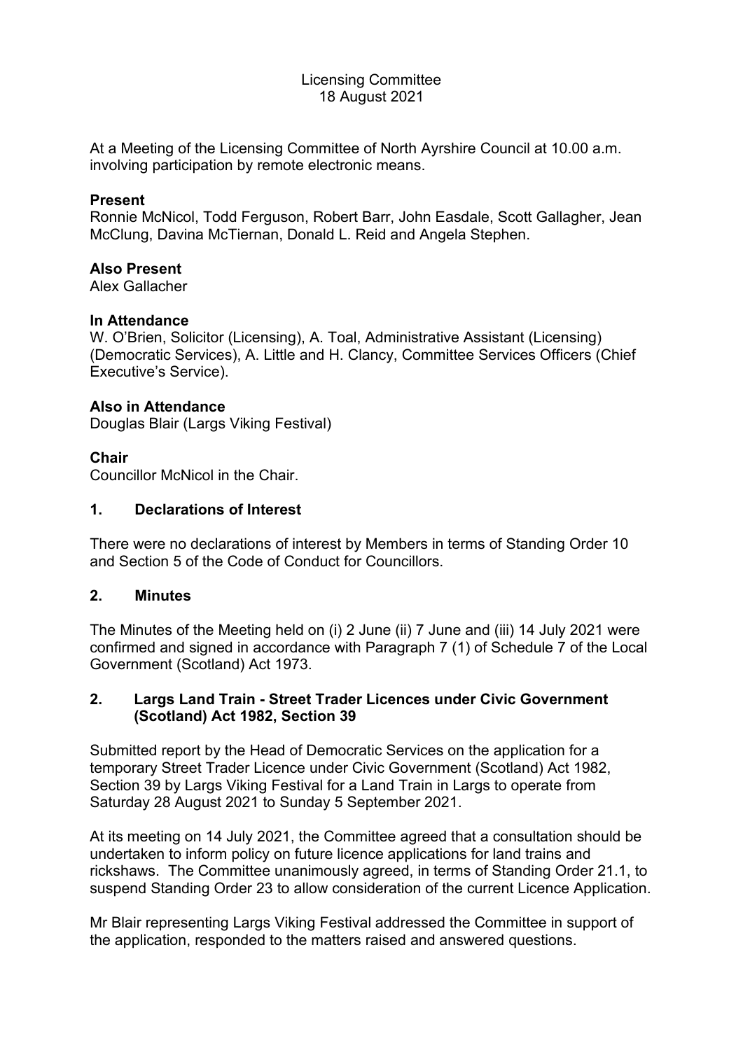Licensing Committee
18 August 2021

At a Meeting of the Licensing Committee of North Ayrshire Council at 10.00 a.m. involving participation by remote electronic means.

**Present**
Ronnie McNicol, Todd Ferguson, Robert Barr, John Easdale, Scott Gallagher, Jean McClung, Davina McTiernan, Donald L. Reid and Angela Stephen.

**Also Present**
Alex Gallacher

**In Attendance**
W. O'Brien, Solicitor (Licensing), A. Toal, Administrative Assistant (Licensing) (Democratic Services), A. Little and H. Clancy, Committee Services Officers (Chief Executive's Service).

**Also in Attendance**
Douglas Blair (Largs Viking Festival)

**Chair**
Councillor McNicol in the Chair.

## 1. Declarations of Interest

There were no declarations of interest by Members in terms of Standing Order 10 and Section 5 of the Code of Conduct for Councillors.

## 2. Minutes

The Minutes of the Meeting held on (i) 2 June (ii) 7 June and (iii) 14 July 2021 were confirmed and signed in accordance with Paragraph 7 (1) of Schedule 7 of the Local Government (Scotland) Act 1973.

## 2. Largs Land Train - Street Trader Licences under Civic Government (Scotland) Act 1982, Section 39

Submitted report by the Head of Democratic Services on the application for a temporary Street Trader Licence under Civic Government (Scotland) Act 1982, Section 39 by Largs Viking Festival for a Land Train in Largs to operate from Saturday 28 August 2021 to Sunday 5 September 2021.

At its meeting on 14 July 2021, the Committee agreed that a consultation should be undertaken to inform policy on future licence applications for land trains and rickshaws. The Committee unanimously agreed, in terms of Standing Order 21.1, to suspend Standing Order 23 to allow consideration of the current Licence Application.

Mr Blair representing Largs Viking Festival addressed the Committee in support of the application, responded to the matters raised and answered questions.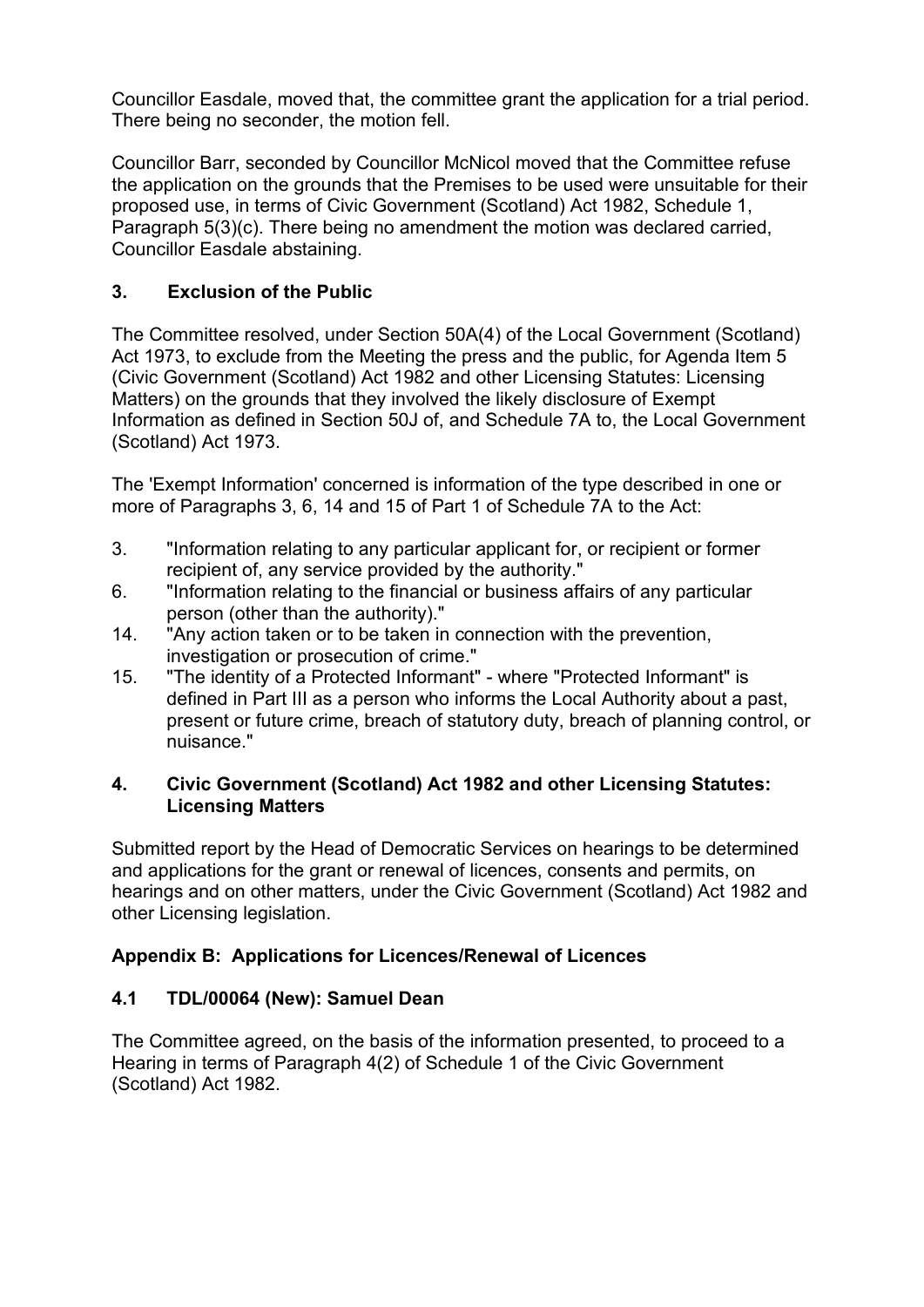Councillor Easdale, moved that, the committee grant the application for a trial period. There being no seconder, the motion fell.

Councillor Barr, seconded by Councillor McNicol moved that the Committee refuse the application on the grounds that the Premises to be used were unsuitable for their proposed use, in terms of Civic Government (Scotland) Act 1982, Schedule 1, Paragraph 5(3)(c). There being no amendment the motion was declared carried, Councillor Easdale abstaining.

## 3. Exclusion of the Public

The Committee resolved, under Section 50A(4) of the Local Government (Scotland) Act 1973, to exclude from the Meeting the press and the public, for Agenda Item 5 (Civic Government (Scotland) Act 1982 and other Licensing Statutes: Licensing Matters) on the grounds that they involved the likely disclosure of Exempt Information as defined in Section 50J of, and Schedule 7A to, the Local Government (Scotland) Act 1973.

The 'Exempt Information' concerned is information of the type described in one or more of Paragraphs 3, 6, 14 and 15 of Part 1 of Schedule 7A to the Act:

3. "Information relating to any particular applicant for, or recipient or former recipient of, any service provided by the authority."
6. "Information relating to the financial or business affairs of any particular person (other than the authority)."
14. "Any action taken or to be taken in connection with the prevention, investigation or prosecution of crime."
15. "The identity of a Protected Informant" - where "Protected Informant" is defined in Part III as a person who informs the Local Authority about a past, present or future crime, breach of statutory duty, breach of planning control, or nuisance."

## 4. Civic Government (Scotland) Act 1982 and other Licensing Statutes: Licensing Matters

Submitted report by the Head of Democratic Services on hearings to be determined and applications for the grant or renewal of licences, consents and permits, on hearings and on other matters, under the Civic Government (Scotland) Act 1982 and other Licensing legislation.

### Appendix B: Applications for Licences/Renewal of Licences

### 4.1 TDL/00064 (New): Samuel Dean

The Committee agreed, on the basis of the information presented, to proceed to a Hearing in terms of Paragraph 4(2) of Schedule 1 of the Civic Government (Scotland) Act 1982.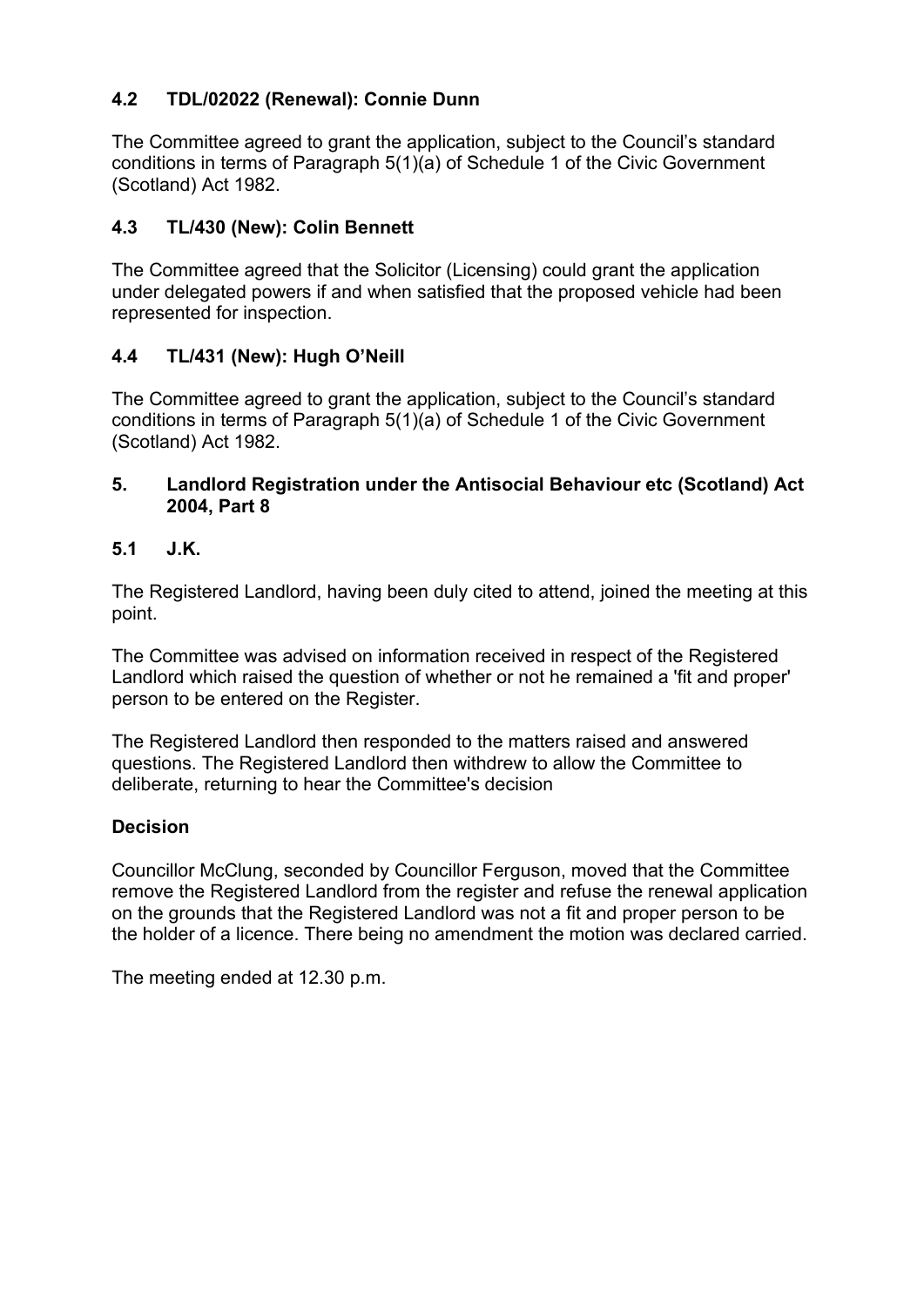### 4.2 TDL/02022 (Renewal): Connie Dunn

The Committee agreed to grant the application, subject to the Council's standard conditions in terms of Paragraph 5(1)(a) of Schedule 1 of the Civic Government (Scotland) Act 1982.

### 4.3 TL/430 (New): Colin Bennett

The Committee agreed that the Solicitor (Licensing) could grant the application under delegated powers if and when satisfied that the proposed vehicle had been represented for inspection.

### 4.4 TL/431 (New): Hugh O'Neill

The Committee agreed to grant the application, subject to the Council's standard conditions in terms of Paragraph 5(1)(a) of Schedule 1 of the Civic Government (Scotland) Act 1982.

## 5. Landlord Registration under the Antisocial Behaviour etc (Scotland) Act 2004, Part 8

### 5.1 J.K.

The Registered Landlord, having been duly cited to attend, joined the meeting at this point.

The Committee was advised on information received in respect of the Registered Landlord which raised the question of whether or not he remained a 'fit and proper' person to be entered on the Register.

The Registered Landlord then responded to the matters raised and answered questions. The Registered Landlord then withdrew to allow the Committee to deliberate, returning to hear the Committee's decision

**Decision**

Councillor McClung, seconded by Councillor Ferguson, moved that the Committee remove the Registered Landlord from the register and refuse the renewal application on the grounds that the Registered Landlord was not a fit and proper person to be the holder of a licence. There being no amendment the motion was declared carried.

The meeting ended at 12.30 p.m.